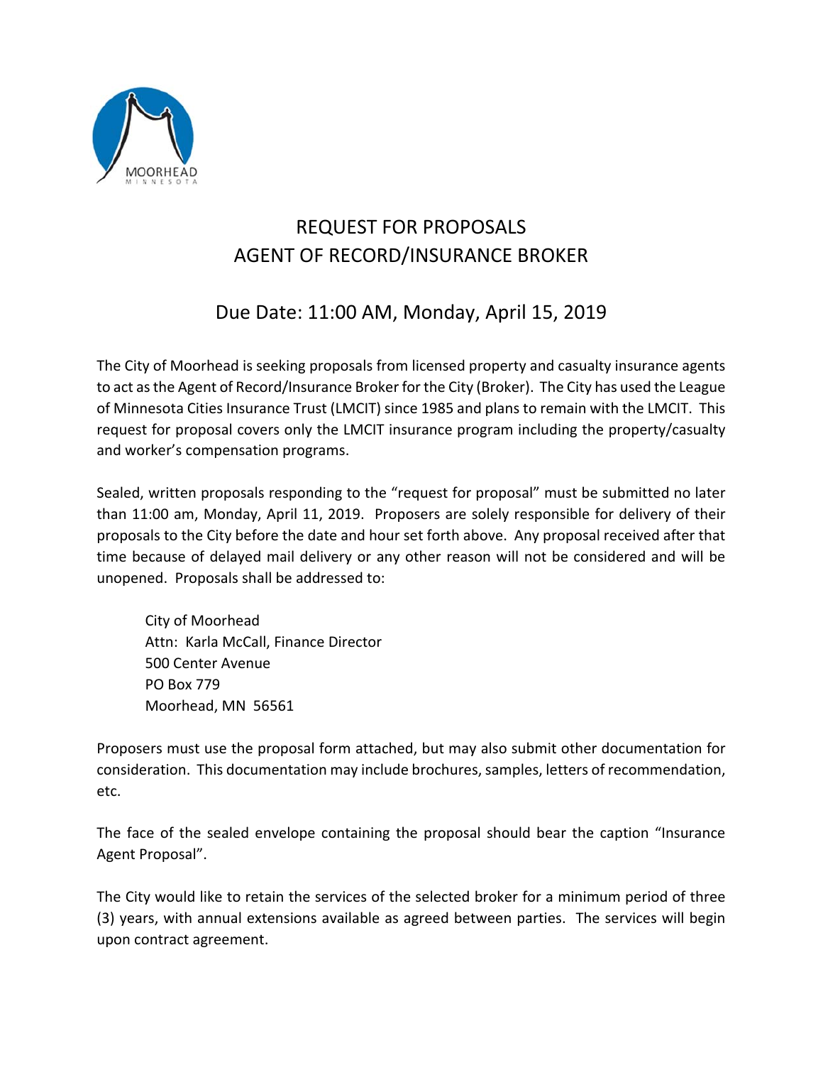# REQUEST FOR PROPOSALS
# AGENT OF RECORD/INSURANCE BROKER

## Due Date: 11:00 AM, Monday, April 15, 2019

The City of Moorhead is seeking proposals from licensed property and casualty insurance agents to act as the Agent of Record/Insurance Broker for the City (Broker). The City has used the League of Minnesota Cities Insurance Trust (LMCIT) since 1985 and plans to remain with the LMCIT. This request for proposal covers only the LMCIT insurance program including the property/casualty and worker's compensation programs.

Sealed, written proposals responding to the "request for proposal" must be submitted no later than 11:00 am, Monday, April 11, 2019. Proposers are solely responsible for delivery of their proposals to the City before the date and hour set forth above. Any proposal received after that time because of delayed mail delivery or any other reason will not be considered and will be unopened. Proposals shall be addressed to:

City of Moorhead
Attn: Karla McCall, Finance Director
500 Center Avenue
PO Box 779
Moorhead, MN 56561

Proposers must use the proposal form attached, but may also submit other documentation for consideration. This documentation may include brochures, samples, letters of recommendation, etc.

The face of the sealed envelope containing the proposal should bear the caption "Insurance Agent Proposal".

The City would like to retain the services of the selected broker for a minimum period of three (3) years, with annual extensions available as agreed between parties. The services will begin upon contract agreement.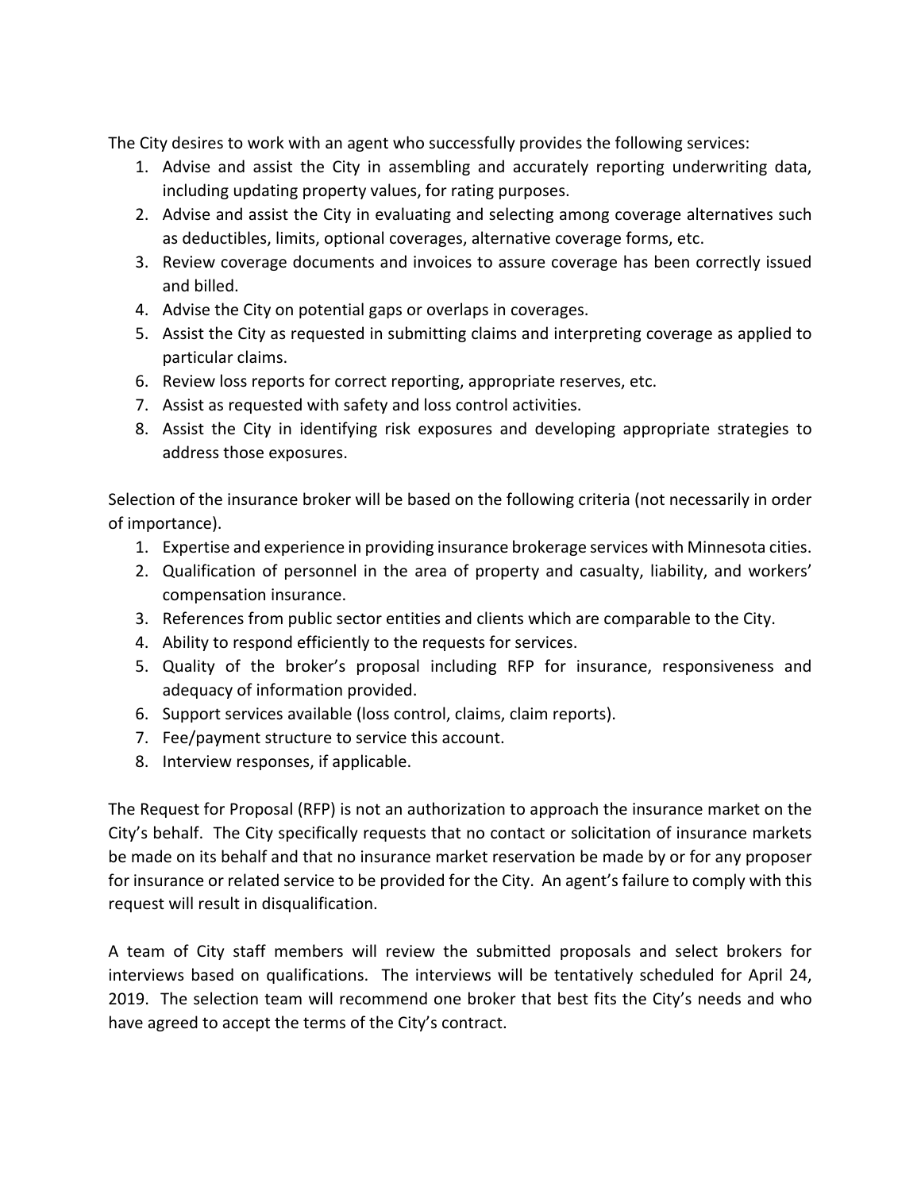The City desires to work with an agent who successfully provides the following services:

1. Advise and assist the City in assembling and accurately reporting underwriting data, including updating property values, for rating purposes.
2. Advise and assist the City in evaluating and selecting among coverage alternatives such as deductibles, limits, optional coverages, alternative coverage forms, etc.
3. Review coverage documents and invoices to assure coverage has been correctly issued and billed.
4. Advise the City on potential gaps or overlaps in coverages.
5. Assist the City as requested in submitting claims and interpreting coverage as applied to particular claims.
6. Review loss reports for correct reporting, appropriate reserves, etc.
7. Assist as requested with safety and loss control activities.
8. Assist the City in identifying risk exposures and developing appropriate strategies to address those exposures.

Selection of the insurance broker will be based on the following criteria (not necessarily in order of importance).

1. Expertise and experience in providing insurance brokerage services with Minnesota cities.
2. Qualification of personnel in the area of property and casualty, liability, and workers' compensation insurance.
3. References from public sector entities and clients which are comparable to the City.
4. Ability to respond efficiently to the requests for services.
5. Quality of the broker's proposal including RFP for insurance, responsiveness and adequacy of information provided.
6. Support services available (loss control, claims, claim reports).
7. Fee/payment structure to service this account.
8. Interview responses, if applicable.

The Request for Proposal (RFP) is not an authorization to approach the insurance market on the City's behalf. The City specifically requests that no contact or solicitation of insurance markets be made on its behalf and that no insurance market reservation be made by or for any proposer for insurance or related service to be provided for the City. An agent's failure to comply with this request will result in disqualification.

A team of City staff members will review the submitted proposals and select brokers for interviews based on qualifications. The interviews will be tentatively scheduled for April 24, 2019. The selection team will recommend one broker that best fits the City's needs and who have agreed to accept the terms of the City's contract.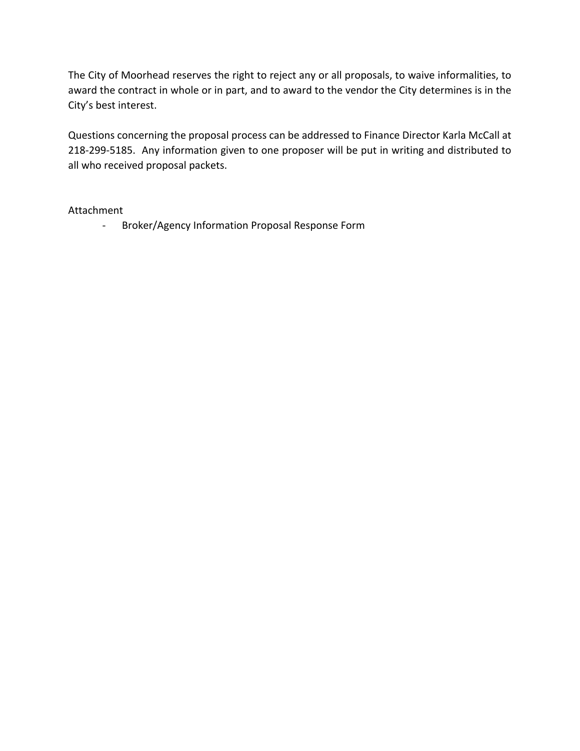The City of Moorhead reserves the right to reject any or all proposals, to waive informalities, to award the contract in whole or in part, and to award to the vendor the City determines is in the City's best interest.

Questions concerning the proposal process can be addressed to Finance Director Karla McCall at 218-299-5185. Any information given to one proposer will be put in writing and distributed to all who received proposal packets.

Attachment

- Broker/Agency Information Proposal Response Form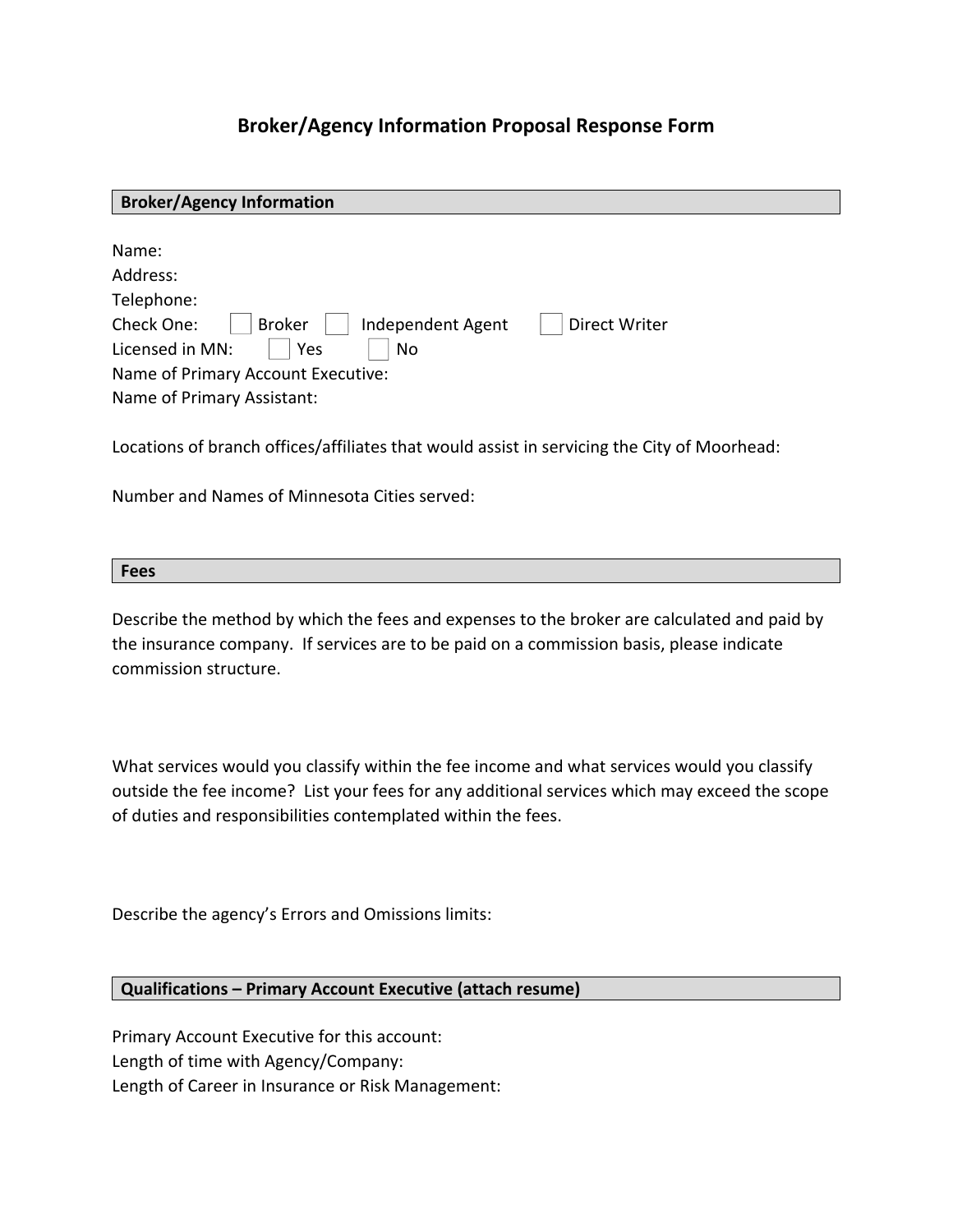# Broker/Agency Information Proposal Response Form

## Broker/Agency Information

Name:
Address:
Telephone:
Check One: ☐ Broker ☐ Independent Agent ☐ Direct Writer
Licensed in MN: ☐ Yes ☐ No
Name of Primary Account Executive:
Name of Primary Assistant:

Locations of branch offices/affiliates that would assist in servicing the City of Moorhead:

Number and Names of Minnesota Cities served:

## Fees

Describe the method by which the fees and expenses to the broker are calculated and paid by the insurance company. If services are to be paid on a commission basis, please indicate commission structure.

What services would you classify within the fee income and what services would you classify outside the fee income? List your fees for any additional services which may exceed the scope of duties and responsibilities contemplated within the fees.

Describe the agency's Errors and Omissions limits:

## Qualifications – Primary Account Executive (attach resume)

Primary Account Executive for this account:
Length of time with Agency/Company:
Length of Career in Insurance or Risk Management: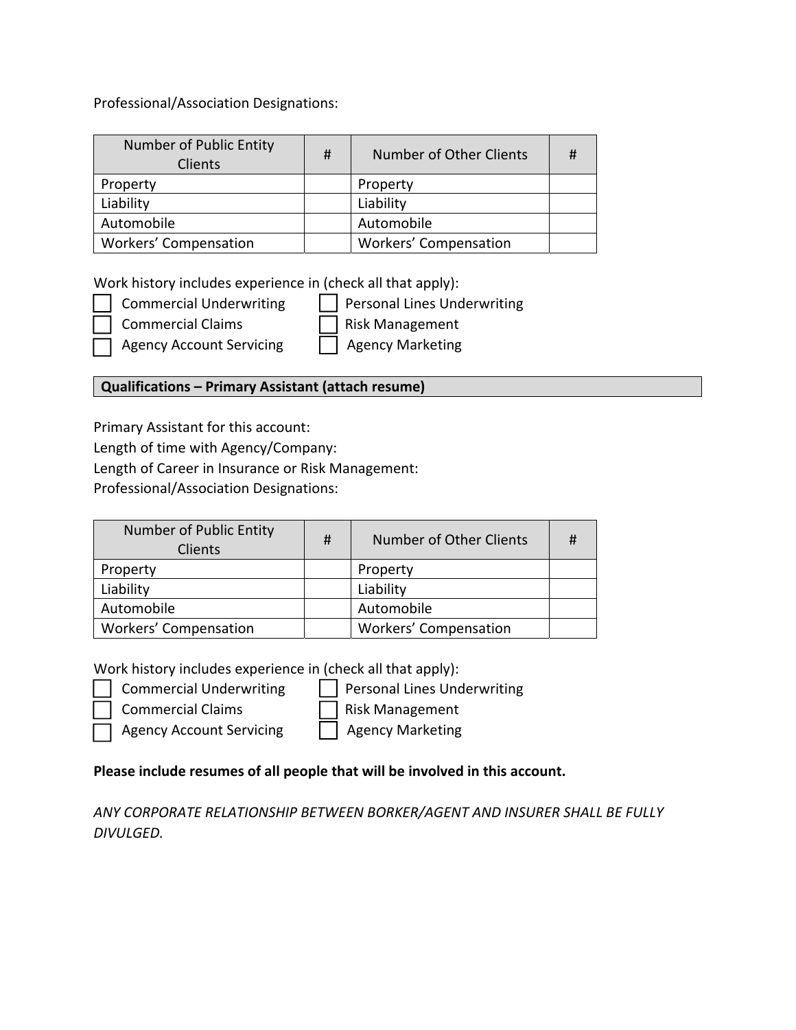Professional/Association Designations:

| Number of Public Entity Clients | # | Number of Other Clients | # |
|---|---|---|---|
| Property | | Property | |
| Liability | | Liability | |
| Automobile | | Automobile | |
| Workers' Compensation | | Workers' Compensation | |

Work history includes experience in (check all that apply):

- ☐ Commercial Underwriting
- ☐ Personal Lines Underwriting
- ☐ Commercial Claims
- ☐ Risk Management
- ☐ Agency Account Servicing
- ☐ Agency Marketing

**Qualifications – Primary Assistant (attach resume)**

Primary Assistant for this account:

Length of time with Agency/Company:

Length of Career in Insurance or Risk Management:

Professional/Association Designations:

| Number of Public Entity Clients | # | Number of Other Clients | # |
|---|---|---|---|
| Property | | Property | |
| Liability | | Liability | |
| Automobile | | Automobile | |
| Workers' Compensation | | Workers' Compensation | |

Work history includes experience in (check all that apply):

- ☐ Commercial Underwriting
- ☐ Personal Lines Underwriting
- ☐ Commercial Claims
- ☐ Risk Management
- ☐ Agency Account Servicing
- ☐ Agency Marketing

**Please include resumes of all people that will be involved in this account.**

*ANY CORPORATE RELATIONSHIP BETWEEN BORKER/AGENT AND INSURER SHALL BE FULLY DIVULGED.*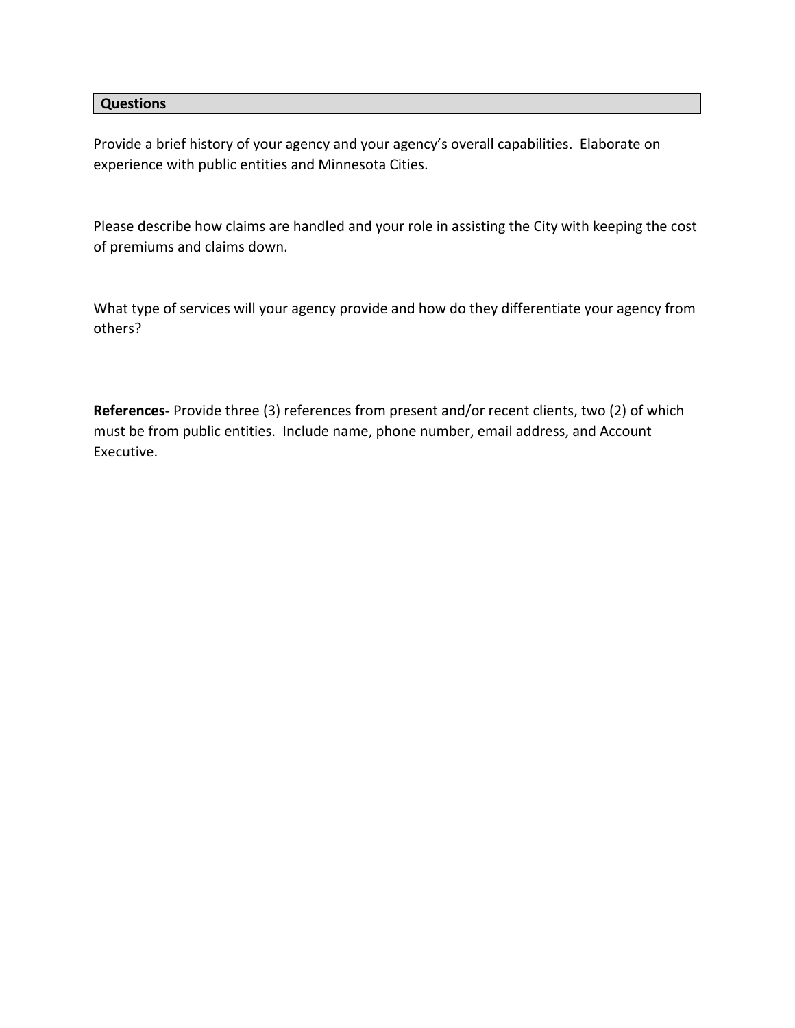## Questions

Provide a brief history of your agency and your agency's overall capabilities. Elaborate on experience with public entities and Minnesota Cities.

Please describe how claims are handled and your role in assisting the City with keeping the cost of premiums and claims down.

What type of services will your agency provide and how do they differentiate your agency from others?

**References-** Provide three (3) references from present and/or recent clients, two (2) of which must be from public entities. Include name, phone number, email address, and Account Executive.